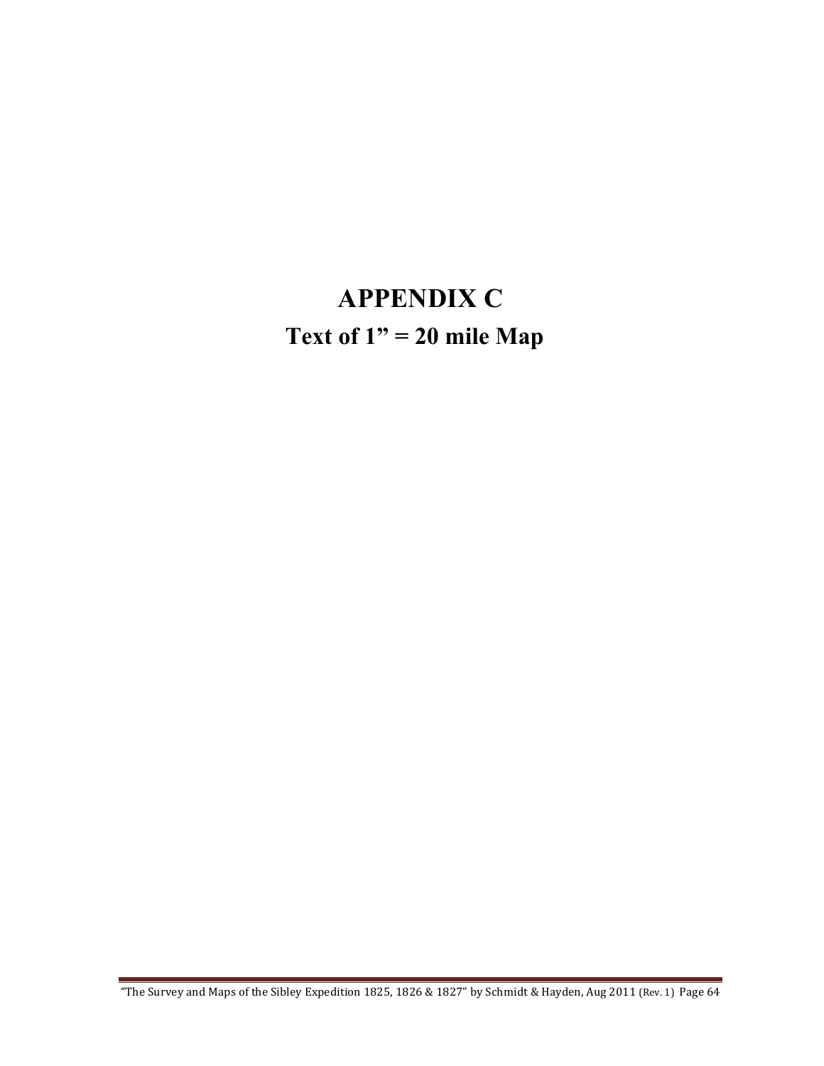# APPENDIX C

## Text of 1” = 20 mile Map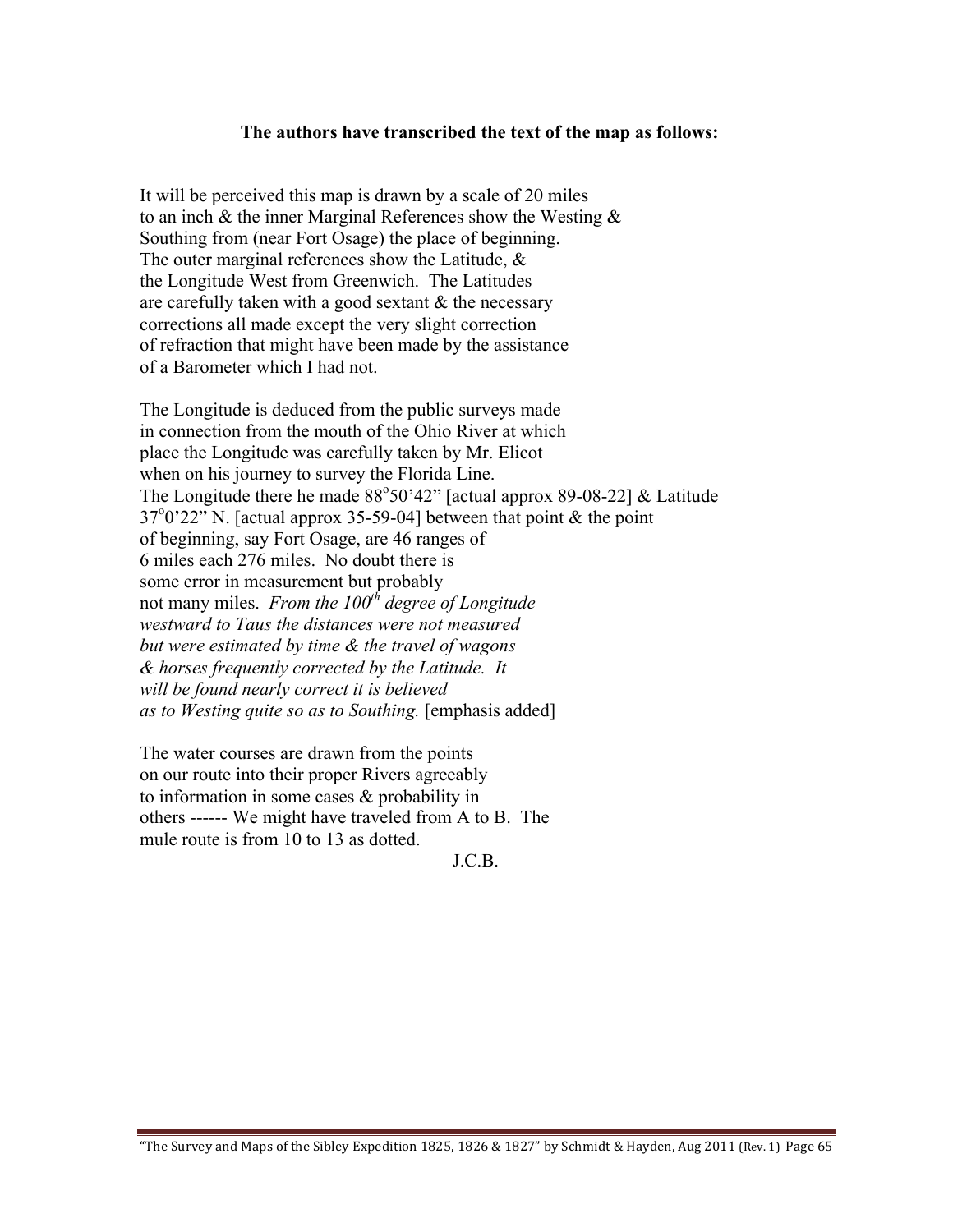**The authors have transcribed the text of the map as follows:**

It will be perceived this map is drawn by a scale of 20 miles
to an inch & the inner Marginal References show the Westing &
Southing from (near Fort Osage) the place of beginning.
The outer marginal references show the Latitude, &
the Longitude West from Greenwich. The Latitudes
are carefully taken with a good sextant & the necessary
corrections all made except the very slight correction
of refraction that might have been made by the assistance
of a Barometer which I had not.

The Longitude is deduced from the public surveys made
in connection from the mouth of the Ohio River at which
place the Longitude was carefully taken by Mr. Elicot
when on his journey to survey the Florida Line.
The Longitude there he made 88°50'42" [actual approx 89-08-22] & Latitude
37°0'22" N. [actual approx 35-59-04] between that point & the point
of beginning, say Fort Osage, are 46 ranges of
6 miles each 276 miles. No doubt there is
some error in measurement but probably
not many miles. *From the 100th degree of Longitude
westward to Taus the distances were not measured
but were estimated by time & the travel of wagons
& horses frequently corrected by the Latitude. It
will be found nearly correct it is believed
as to Westing quite so as to Southing.* [emphasis added]

The water courses are drawn from the points
on our route into their proper Rivers agreeably
to information in some cases & probability in
others ------ We might have traveled from A to B. The
mule route is from 10 to 13 as dotted.

J.C.B.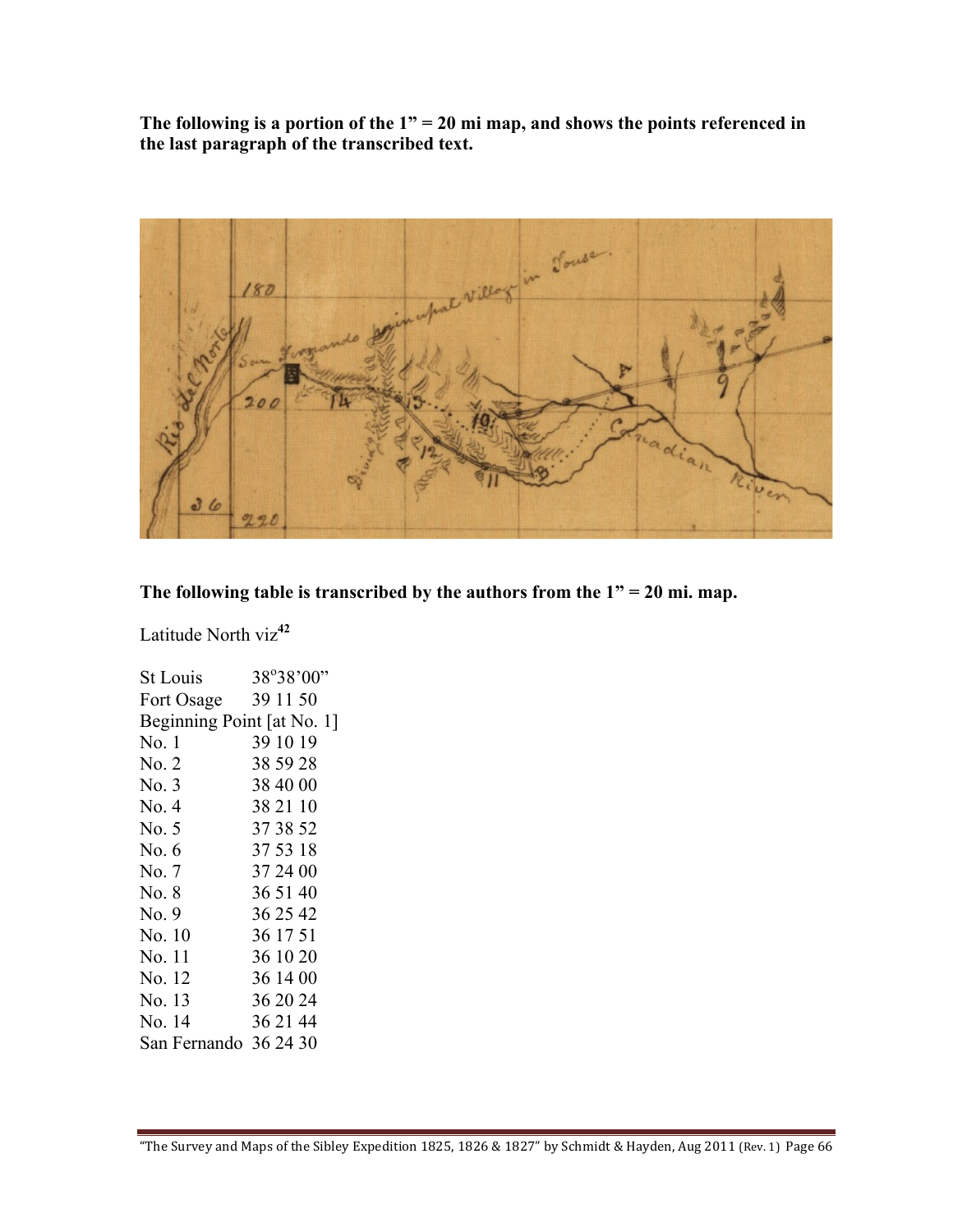**The following is a portion of the 1" = 20 mi map, and shows the points referenced in the last paragraph of the transcribed text.**

**The following table is transcribed by the authors from the 1" = 20 mi. map.**

Latitude North viz[42]

| | |
|---|---|
| St Louis | 38°38'00" |
| Fort Osage | 39 11 50 |
| Beginning Point [at No. 1] | |
| No. 1 | 39 10 19 |
| No. 2 | 38 59 28 |
| No. 3 | 38 40 00 |
| No. 4 | 38 21 10 |
| No. 5 | 37 38 52 |
| No. 6 | 37 53 18 |
| No. 7 | 37 24 00 |
| No. 8 | 36 51 40 |
| No. 9 | 36 25 42 |
| No. 10 | 36 17 51 |
| No. 11 | 36 10 20 |
| No. 12 | 36 14 00 |
| No. 13 | 36 20 24 |
| No. 14 | 36 21 44 |
| San Fernando | 36 24 30 |